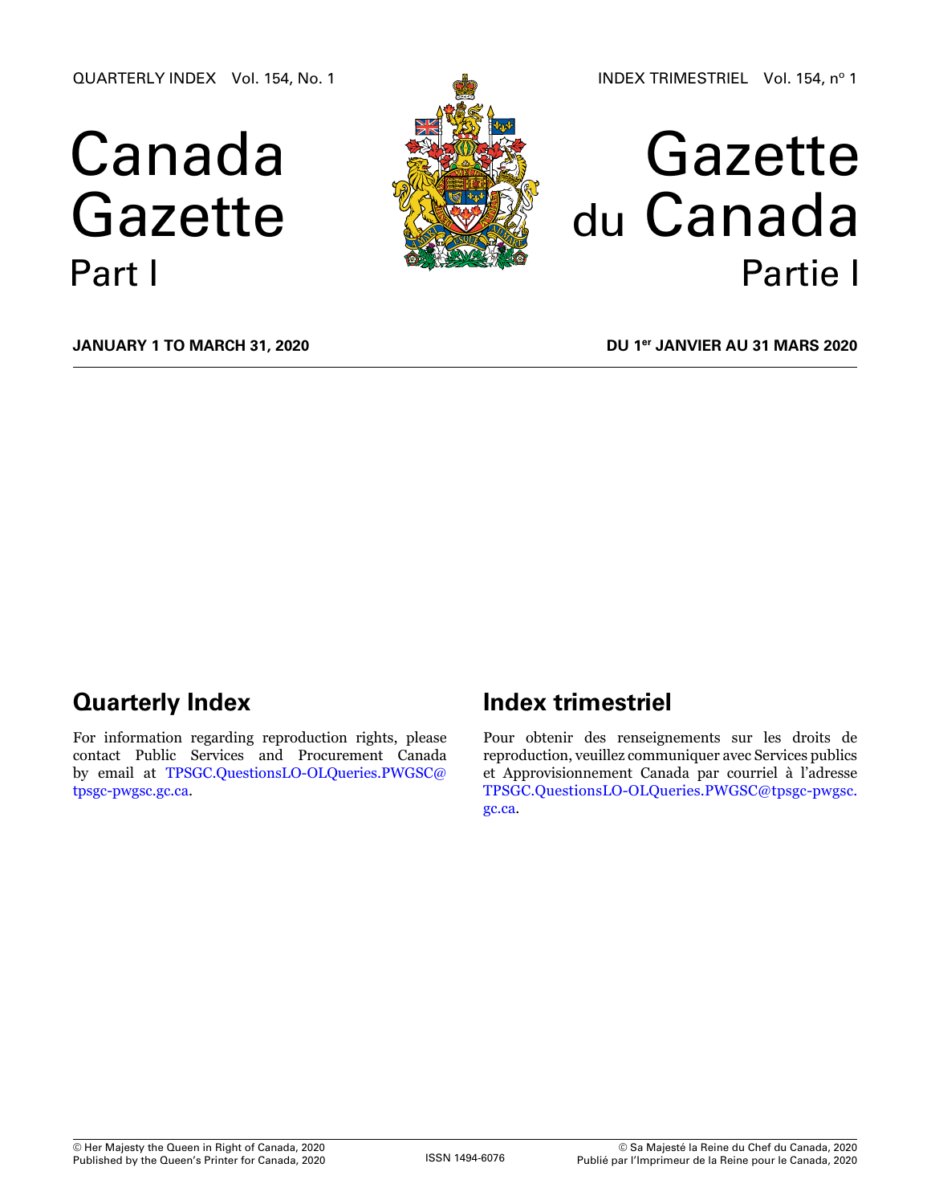QUARTERLY INDEX Vol. 154, No. 1

INDEX TRIMESTRIEL Vol. 154, nº 1

# Canada Gazette Part I

# Gazette du Canada Partie I

**JANUARY 1 TO MARCH 31, 2020**

**DU 1er JANVIER AU 31 MARS 2020**

## Quarterly Index

For information regarding reproduction rights, please contact Public Services and Procurement Canada by email at TPSGC.QuestionsLO-OLQueries.PWGSC@tpsgc-pwgsc.gc.ca.

## Index trimestriel

Pour obtenir des renseignements sur les droits de reproduction, veuillez communiquer avec Services publics et Approvisionnement Canada par courriel à l'adresse TPSGC.QuestionsLO-OLQueries.PWGSC@tpsgc-pwgsc.gc.ca.

© Her Majesty the Queen in Right of Canada, 2020
Published by the Queen's Printer for Canada, 2020

ISSN 1494-6076

© Sa Majesté la Reine du Chef du Canada, 2020
Publié par l'Imprimeur de la Reine pour le Canada, 2020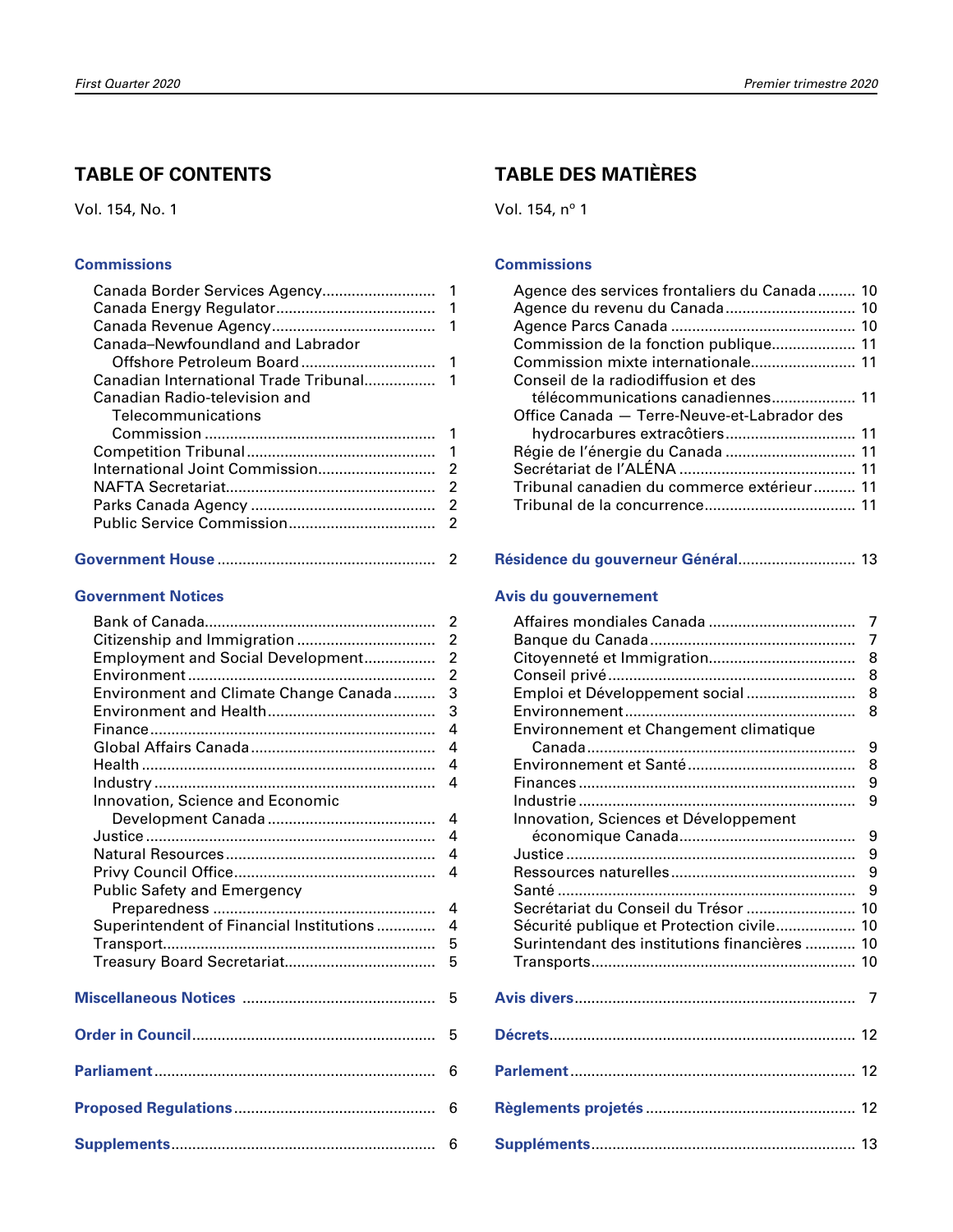## TABLE OF CONTENTS

Vol. 154, No. 1

### Commissions

- Canada Border Services Agency .......... 1
- Canada Energy Regulator .......... 1
- Canada Revenue Agency .......... 1
- Canada–Newfoundland and Labrador Offshore Petroleum Board .......... 1
- Canadian International Trade Tribunal .......... 1
- Canadian Radio-television and Telecommunications Commission .......... 1
- Competition Tribunal .......... 1
- International Joint Commission .......... 2
- NAFTA Secretariat .......... 2
- Parks Canada Agency .......... 2
- Public Service Commission .......... 2

### Government House .......... 2

### Government Notices

- Bank of Canada .......... 2
- Citizenship and Immigration .......... 2
- Employment and Social Development .......... 2
- Environment .......... 2
- Environment and Climate Change Canada .......... 3
- Environment and Health .......... 3
- Finance .......... 4
- Global Affairs Canada .......... 4
- Health .......... 4
- Industry .......... 4
- Innovation, Science and Economic Development Canada .......... 4
- Justice .......... 4
- Natural Resources .......... 4
- Privy Council Office .......... 4
- Public Safety and Emergency Preparedness .......... 4
- Superintendent of Financial Institutions .......... 4
- Transport .......... 5
- Treasury Board Secretariat .......... 5

### Miscellaneous Notices .......... 5

### Order in Council .......... 5

### Parliament .......... 6

### Proposed Regulations .......... 6

### Supplements .......... 6

## TABLE DES MATIÈRES

Vol. 154, nº 1

### Commissions

- Agence des services frontaliers du Canada .......... 10
- Agence du revenu du Canada .......... 10
- Agence Parcs Canada .......... 10
- Commission de la fonction publique .......... 11
- Commission mixte internationale .......... 11
- Conseil de la radiodiffusion et des télécommunications canadiennes .......... 11
- Office Canada — Terre-Neuve-et-Labrador des hydrocarbures extracôtiers .......... 11
- Régie de l’énergie du Canada .......... 11
- Secrétariat de l’ALÉNA .......... 11
- Tribunal canadien du commerce extérieur .......... 11
- Tribunal de la concurrence .......... 11

### Résidence du gouverneur Général .......... 13

### Avis du gouvernement

- Affaires mondiales Canada .......... 7
- Banque du Canada .......... 7
- Citoyenneté et Immigration .......... 8
- Conseil privé .......... 8
- Emploi et Développement social .......... 8
- Environnement .......... 8
- Environnement et Changement climatique Canada .......... 9
- Environnement et Santé .......... 8
- Finances .......... 9
- Industrie .......... 9
- Innovation, Sciences et Développement économique Canada .......... 9
- Justice .......... 9
- Ressources naturelles .......... 9
- Santé .......... 9
- Secrétariat du Conseil du Trésor .......... 10
- Sécurité publique et Protection civile .......... 10
- Surintendant des institutions financières .......... 10
- Transports .......... 10

### Avis divers .......... 7

### Décrets .......... 12

### Parlement .......... 12

### Règlements projetés .......... 12

### Suppléments .......... 13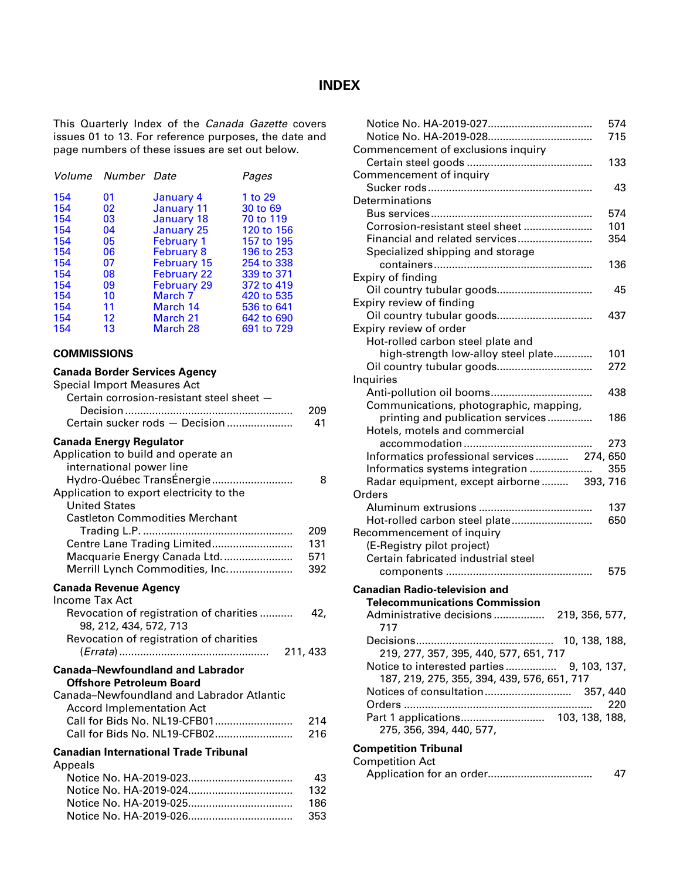# INDEX

This Quarterly Index of the *Canada Gazette* covers issues 01 to 13. For reference purposes, the date and page numbers of these issues are set out below.

| *Volume* | *Number* | *Date* | *Pages* |
|---|---|---|---|
| 154 | 01 | January 4 | 1 to 29 |
| 154 | 02 | January 11 | 30 to 69 |
| 154 | 03 | January 18 | 70 to 119 |
| 154 | 04 | January 25 | 120 to 156 |
| 154 | 05 | February 1 | 157 to 195 |
| 154 | 06 | February 8 | 196 to 253 |
| 154 | 07 | February 15 | 254 to 338 |
| 154 | 08 | February 22 | 339 to 371 |
| 154 | 09 | February 29 | 372 to 419 |
| 154 | 10 | March 7 | 420 to 535 |
| 154 | 11 | March 14 | 536 to 641 |
| 154 | 12 | March 21 | 642 to 690 |
| 154 | 13 | March 28 | 691 to 729 |

## COMMISSIONS

**Canada Border Services Agency**

Special Import Measures Act
- Certain corrosion-resistant steel sheet — Decision ........ 209
- Certain sucker rods — Decision ........ 41

**Canada Energy Regulator**

Application to build and operate an international power line
- Hydro-Québec TransÉnergie ........ 8

Application to export electricity to the United States
- Castleton Commodities Merchant Trading L.P. ........ 209
- Centre Lane Trading Limited ........ 131
- Macquarie Energy Canada Ltd. ........ 571
- Merrill Lynch Commodities, Inc. ........ 392

**Canada Revenue Agency**

Income Tax Act
- Revocation of registration of charities ........ 42, 98, 212, 434, 572, 713
- Revocation of registration of charities (*Errata*) ........ 211, 433

**Canada–Newfoundland and Labrador Offshore Petroleum Board**

Canada–Newfoundland and Labrador Atlantic Accord Implementation Act
- Call for Bids No. NL19-CFB01 ........ 214
- Call for Bids No. NL19-CFB02 ........ 216

**Canadian International Trade Tribunal**

Appeals
- Notice No. HA-2019-023 ........ 43
- Notice No. HA-2019-024 ........ 132
- Notice No. HA-2019-025 ........ 186
- Notice No. HA-2019-026 ........ 353
- Notice No. HA-2019-027 ........ 574
- Notice No. HA-2019-028 ........ 715

Commencement of exclusions inquiry
- Certain steel goods ........ 133

Commencement of inquiry
- Sucker rods ........ 43

Determinations
- Bus services ........ 574
- Corrosion-resistant steel sheet ........ 101
- Financial and related services ........ 354
- Specialized shipping and storage containers ........ 136

Expiry of finding
- Oil country tubular goods ........ 45

Expiry review of finding
- Oil country tubular goods ........ 437

Expiry review of order
- Hot-rolled carbon steel plate and high-strength low-alloy steel plate ........ 101
- Oil country tubular goods ........ 272

Inquiries
- Anti-pollution oil booms ........ 438
- Communications, photographic, mapping, printing and publication services ........ 186
- Hotels, motels and commercial accommodation ........ 273
- Informatics professional services ........ 274, 650
- Informatics systems integration ........ 355
- Radar equipment, except airborne ........ 393, 716

Orders
- Aluminum extrusions ........ 137
- Hot-rolled carbon steel plate ........ 650

Recommencement of inquiry (E-Registry pilot project)
- Certain fabricated industrial steel components ........ 575

**Canadian Radio-television and Telecommunications Commission**
- Administrative decisions ........ 219, 356, 577, 717
- Decisions ........ 10, 138, 188, 219, 277, 357, 395, 440, 577, 651, 717
- Notice to interested parties ........ 9, 103, 137, 187, 219, 275, 355, 394, 439, 576, 651, 717
- Notices of consultation ........ 357, 440
- Orders ........ 220
- Part 1 applications ........ 103, 138, 188, 275, 356, 394, 440, 577,

**Competition Tribunal**

Competition Act
- Application for an order ........ 47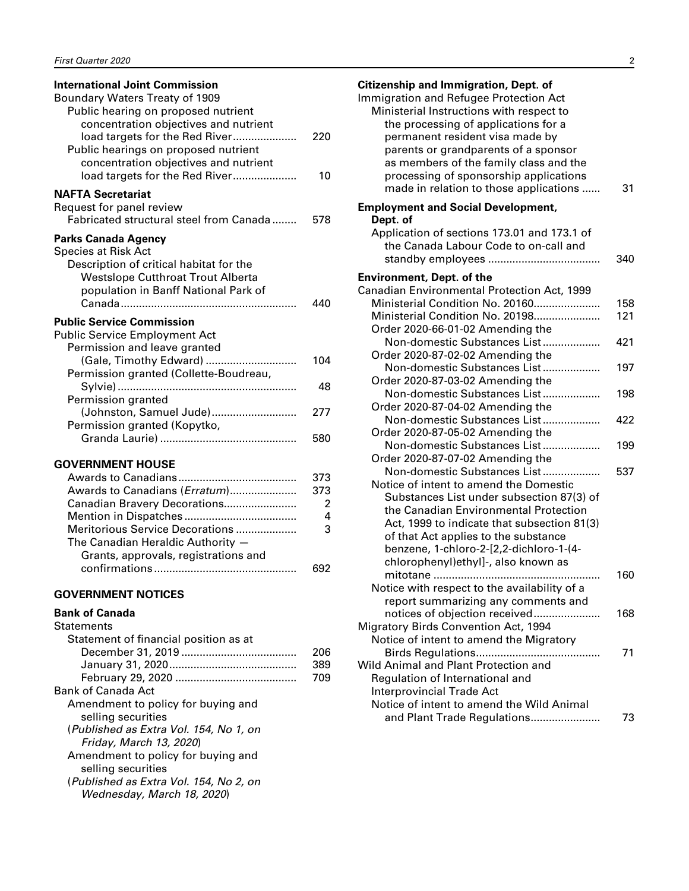**International Joint Commission**

Boundary Waters Treaty of 1909

- Public hearing on proposed nutrient concentration objectives and nutrient load targets for the Red River ..... 220
- Public hearings on proposed nutrient concentration objectives and nutrient load targets for the Red River ..... 10

**NAFTA Secretariat**

Request for panel review

- Fabricated structural steel from Canada ..... 578

**Parks Canada Agency**

Species at Risk Act

- Description of critical habitat for the Westslope Cutthroat Trout Alberta population in Banff National Park of Canada ..... 440

**Public Service Commission**

Public Service Employment Act

- Permission and leave granted (Gale, Timothy Edward) ..... 104
- Permission granted (Collette-Boudreau, Sylvie) ..... 48
- Permission granted (Johnston, Samuel Jude) ..... 277
- Permission granted (Kopytko, Granda Laurie) ..... 580

## GOVERNMENT HOUSE

- Awards to Canadians ..... 373
- Awards to Canadians (*Erratum*) ..... 373
- Canadian Bravery Decorations ..... 2
- Mention in Dispatches ..... 4
- Meritorious Service Decorations ..... 3
- The Canadian Heraldic Authority — Grants, approvals, registrations and confirmations ..... 692

## GOVERNMENT NOTICES

**Bank of Canada**

Statements

- Statement of financial position as at
  - December 31, 2019 ..... 206
  - January 31, 2020 ..... 389
  - February 29, 2020 ..... 709

Bank of Canada Act

- Amendment to policy for buying and selling securities
  (*Published as Extra Vol. 154, No 1, on Friday, March 13, 2020*)
- Amendment to policy for buying and selling securities
  (*Published as Extra Vol. 154, No 2, on Wednesday, March 18, 2020*)

**Citizenship and Immigration, Dept. of**

Immigration and Refugee Protection Act

- Ministerial Instructions with respect to the processing of applications for a permanent resident visa made by parents or grandparents of a sponsor as members of the family class and the processing of sponsorship applications made in relation to those applications ..... 31

**Employment and Social Development, Dept. of**

- Application of sections 173.01 and 173.1 of the Canada Labour Code to on-call and standby employees ..... 340

**Environment, Dept. of the**

Canadian Environmental Protection Act, 1999

- Ministerial Condition No. 20160 ..... 158
- Ministerial Condition No. 20198 ..... 121
- Order 2020-66-01-02 Amending the Non-domestic Substances List ..... 421
- Order 2020-87-02-02 Amending the Non-domestic Substances List ..... 197
- Order 2020-87-03-02 Amending the Non-domestic Substances List ..... 198
- Order 2020-87-04-02 Amending the Non-domestic Substances List ..... 422
- Order 2020-87-05-02 Amending the Non-domestic Substances List ..... 199
- Order 2020-87-07-02 Amending the Non-domestic Substances List ..... 537
- Notice of intent to amend the Domestic Substances List under subsection 87(3) of the Canadian Environmental Protection Act, 1999 to indicate that subsection 81(3) of that Act applies to the substance benzene, 1-chloro-2-[2,2-dichloro-1-(4-chlorophenyl)ethyl]-, also known as mitotane ..... 160
- Notice with respect to the availability of a report summarizing any comments and notices of objection received ..... 168

Migratory Birds Convention Act, 1994

- Notice of intent to amend the Migratory Birds Regulations ..... 71

Wild Animal and Plant Protection and Regulation of International and Interprovincial Trade Act

- Notice of intent to amend the Wild Animal and Plant Trade Regulations ..... 73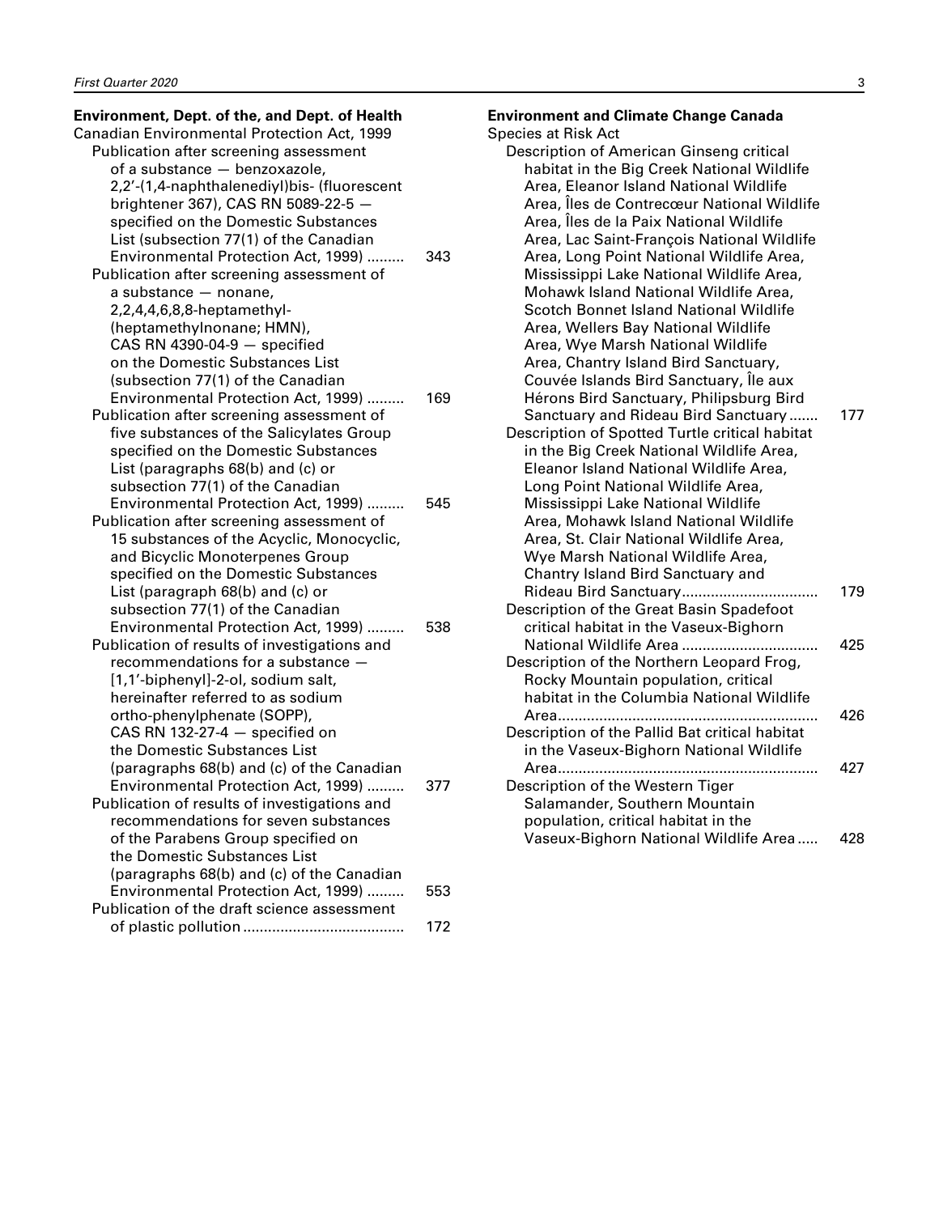**Environment, Dept. of the, and Dept. of Health**

Canadian Environmental Protection Act, 1999

- Publication after screening assessment of a substance — benzoxazole, 2,2′-(1,4-naphthalenediyl)bis- (fluorescent brightener 367), CAS RN 5089-22-5 — specified on the Domestic Substances List (subsection 77(1) of the Canadian Environmental Protection Act, 1999) ......... 343
- Publication after screening assessment of a substance — nonane, 2,2,4,4,6,8,8-heptamethyl- (heptamethylnonane; HMN), CAS RN 4390-04-9 — specified on the Domestic Substances List (subsection 77(1) of the Canadian Environmental Protection Act, 1999) ......... 169
- Publication after screening assessment of five substances of the Salicylates Group specified on the Domestic Substances List (paragraphs 68(b) and (c) or subsection 77(1) of the Canadian Environmental Protection Act, 1999) ......... 545
- Publication after screening assessment of 15 substances of the Acyclic, Monocyclic, and Bicyclic Monoterpenes Group specified on the Domestic Substances List (paragraph 68(b) and (c) or subsection 77(1) of the Canadian Environmental Protection Act, 1999) ......... 538
- Publication of results of investigations and recommendations for a substance — [1,1′-biphenyl]-2-ol, sodium salt, hereinafter referred to as sodium ortho-phenylphenate (SOPP), CAS RN 132-27-4 — specified on the Domestic Substances List (paragraphs 68(b) and (c) of the Canadian Environmental Protection Act, 1999) ......... 377
- Publication of results of investigations and recommendations for seven substances of the Parabens Group specified on the Domestic Substances List (paragraphs 68(b) and (c) of the Canadian Environmental Protection Act, 1999) ......... 553
- Publication of the draft science assessment of plastic pollution ......... 172

**Environment and Climate Change Canada**

Species at Risk Act

- Description of American Ginseng critical habitat in the Big Creek National Wildlife Area, Eleanor Island National Wildlife Area, Îles de Contrecœur National Wildlife Area, Îles de la Paix National Wildlife Area, Lac Saint-François National Wildlife Area, Long Point National Wildlife Area, Mississippi Lake National Wildlife Area, Mohawk Island National Wildlife Area, Scotch Bonnet Island National Wildlife Area, Wellers Bay National Wildlife Area, Wye Marsh National Wildlife Area, Chantry Island Bird Sanctuary, Couvée Islands Bird Sanctuary, Île aux Hérons Bird Sanctuary, Philipsburg Bird Sanctuary and Rideau Bird Sanctuary ......... 177
- Description of Spotted Turtle critical habitat in the Big Creek National Wildlife Area, Eleanor Island National Wildlife Area, Long Point National Wildlife Area, Mississippi Lake National Wildlife Area, Mohawk Island National Wildlife Area, St. Clair National Wildlife Area, Wye Marsh National Wildlife Area, Chantry Island Bird Sanctuary and Rideau Bird Sanctuary ......... 179
- Description of the Great Basin Spadefoot critical habitat in the Vaseux-Bighorn National Wildlife Area ......... 425
- Description of the Northern Leopard Frog, Rocky Mountain population, critical habitat in the Columbia National Wildlife Area ......... 426
- Description of the Pallid Bat critical habitat in the Vaseux-Bighorn National Wildlife Area ......... 427
- Description of the Western Tiger Salamander, Southern Mountain population, critical habitat in the Vaseux-Bighorn National Wildlife Area ......... 428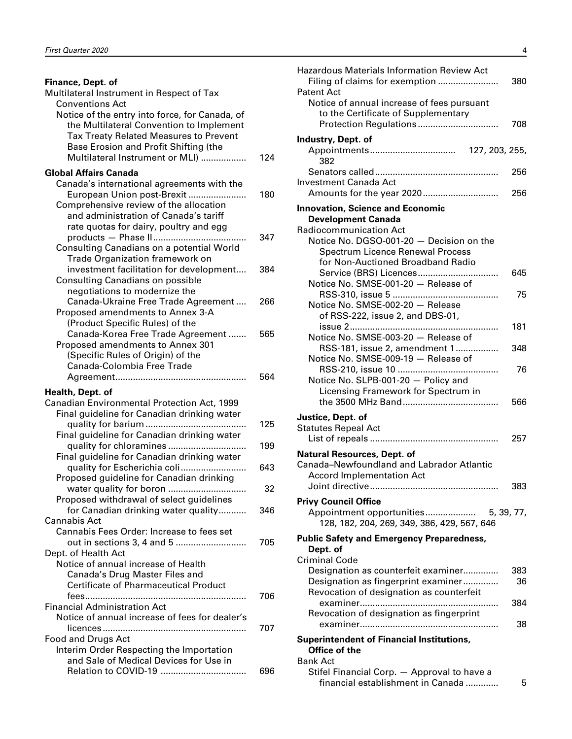**Finance, Dept. of**

Multilateral Instrument in Respect of Tax Conventions Act

Notice of the entry into force, for Canada, of the Multilateral Convention to Implement Tax Treaty Related Measures to Prevent Base Erosion and Profit Shifting (the Multilateral Instrument or MLI) .................. 124

**Global Affairs Canada**

Canada's international agreements with the European Union post-Brexit ...................... 180

Comprehensive review of the allocation and administration of Canada's tariff rate quotas for dairy, poultry and egg products — Phase II .................................... 347

Consulting Canadians on a potential World Trade Organization framework on investment facilitation for development.... 384

Consulting Canadians on possible negotiations to modernize the Canada-Ukraine Free Trade Agreement .... 266

Proposed amendments to Annex 3-A (Product Specific Rules) of the Canada-Korea Free Trade Agreement ....... 565

Proposed amendments to Annex 301 (Specific Rules of Origin) of the Canada-Colombia Free Trade Agreement .................................................... 564

**Health, Dept. of**

Canadian Environmental Protection Act, 1999

Final guideline for Canadian drinking water quality for barium ........................................ 125

Final guideline for Canadian drinking water quality for chloramines ............................... 199

Final guideline for Canadian drinking water quality for Escherichia coli ......................... 643

Proposed guideline for Canadian drinking water quality for boron .............................. 32

Proposed withdrawal of select guidelines for Canadian drinking water quality........... 346

Cannabis Act

Cannabis Fees Order: Increase to fees set out in sections 3, 4 and 5 ............................ 705

Dept. of Health Act

Notice of annual increase of Health Canada's Drug Master Files and Certificate of Pharmaceutical Product fees................................................................ 706

Financial Administration Act

Notice of annual increase of fees for dealer's licences ......................................................... 707

Food and Drugs Act

Interim Order Respecting the Importation and Sale of Medical Devices for Use in Relation to COVID-19 ................................. 696

Hazardous Materials Information Review Act

Filing of claims for exemption ........................ 380

Patent Act

Notice of annual increase of fees pursuant to the Certificate of Supplementary Protection Regulations ................................ 708

**Industry, Dept. of**

Appointments................................. 127, 203, 255, 382

Senators called ................................................ 256

Investment Canada Act

Amounts for the year 2020 ............................. 256

**Innovation, Science and Economic Development Canada**

Radiocommunication Act

Notice No. DGSO-001-20 — Decision on the Spectrum Licence Renewal Process for Non-Auctioned Broadband Radio Service (BRS) Licences................................ 645

Notice No. SMSE-001-20 — Release of RSS-310, issue 5 .......................................... 75

Notice No. SMSE-002-20 — Release of RSS-222, issue 2, and DBS-01, issue 2 ........................................................... 181

Notice No. SMSE-003-20 — Release of RSS-181, issue 2, amendment 1 ................. 348

Notice No. SMSE-009-19 — Release of RSS-210, issue 10 ........................................ 76

Notice No. SLPB-001-20 — Policy and Licensing Framework for Spectrum in the 3500 MHz Band...................................... 566

**Justice, Dept. of**

Statutes Repeal Act

List of repeals .................................................. 257

**Natural Resources, Dept. of**

Canada–Newfoundland and Labrador Atlantic Accord Implementation Act

Joint directive .................................................. 383

**Privy Council Office**

Appointment opportunities.................... 5, 39, 77, 128, 182, 204, 269, 349, 386, 429, 567, 646

**Public Safety and Emergency Preparedness, Dept. of**

Criminal Code

Designation as counterfeit examiner.............. 383

Designation as fingerprint examiner.............. 36

Revocation of designation as counterfeit examiner...................................................... 384

Revocation of designation as fingerprint examiner...................................................... 38

**Superintendent of Financial Institutions, Office of the**

Bank Act

Stifel Financial Corp. — Approval to have a financial establishment in Canada ............. 5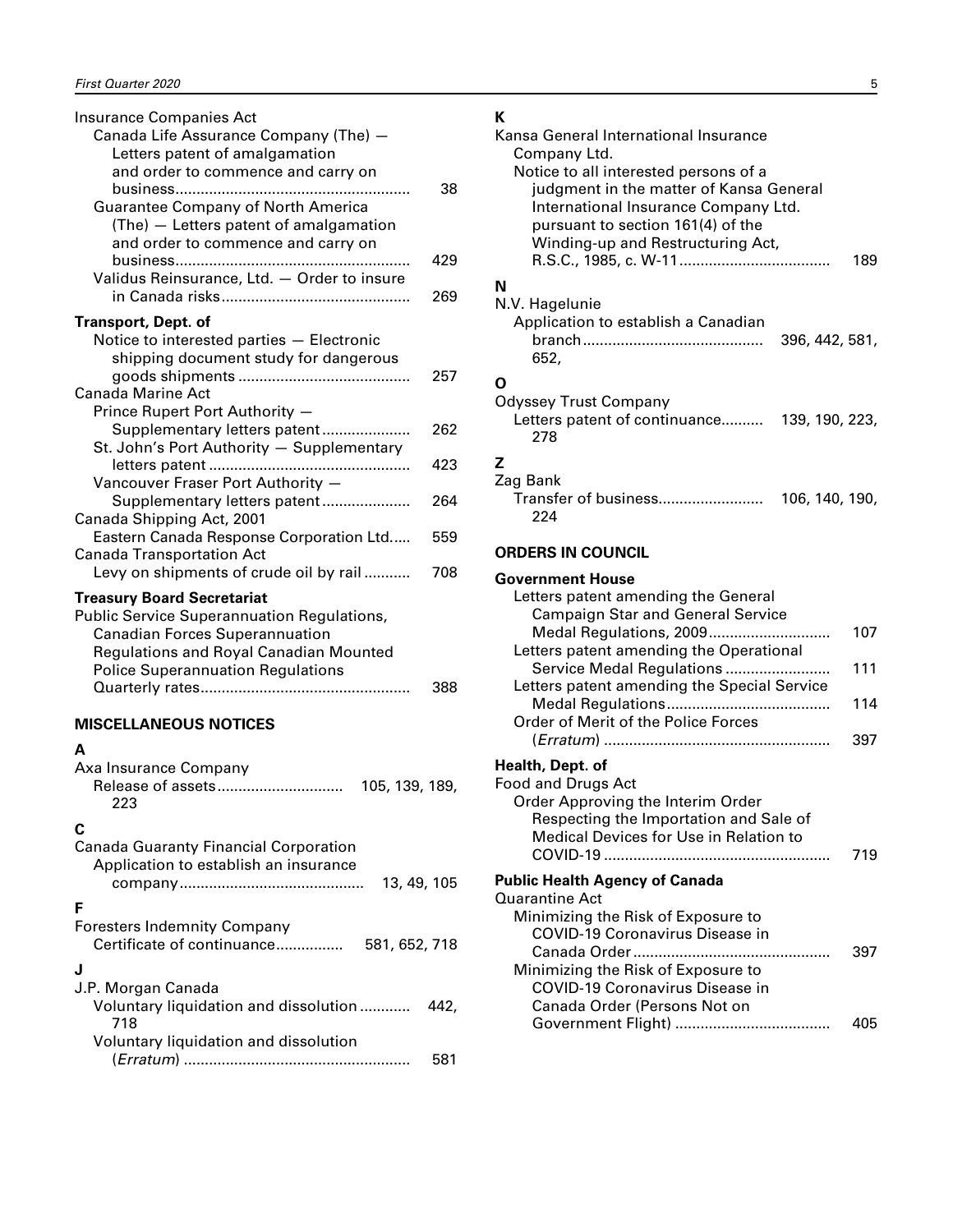Insurance Companies Act
- Canada Life Assurance Company (The) — Letters patent of amalgamation and order to commence and carry on business........................................................ 38
- Guarantee Company of North America (The) — Letters patent of amalgamation and order to commence and carry on business........................................................ 429
- Validus Reinsurance, Ltd. — Order to insure in Canada risks............................................ 269

**Transport, Dept. of**
- Notice to interested parties — Electronic shipping document study for dangerous goods shipments ........................................ 257

Canada Marine Act
- Prince Rupert Port Authority — Supplementary letters patent.................... 262
- St. John's Port Authority — Supplementary letters patent ............................................... 423
- Vancouver Fraser Port Authority — Supplementary letters patent.................... 264

Canada Shipping Act, 2001
- Eastern Canada Response Corporation Ltd..... 559

Canada Transportation Act
- Levy on shipments of crude oil by rail .......... 708

**Treasury Board Secretariat**

Public Service Superannuation Regulations, Canadian Forces Superannuation Regulations and Royal Canadian Mounted Police Superannuation Regulations
- Quarterly rates................................................. 388

## MISCELLANEOUS NOTICES

**A**

Axa Insurance Company
- Release of assets............................. 105, 139, 189, 223

**C**

Canada Guaranty Financial Corporation
- Application to establish an insurance company........................................... 13, 49, 105

**F**

Foresters Indemnity Company
- Certificate of continuance................ 581, 652, 718

**J**

J.P. Morgan Canada
- Voluntary liquidation and dissolution ............ 442, 718
- Voluntary liquidation and dissolution (*Erratum*) ..................................................... 581

**K**

Kansa General International Insurance Company Ltd.
- Notice to all interested persons of a judgment in the matter of Kansa General International Insurance Company Ltd. pursuant to section 161(4) of the Winding-up and Restructuring Act, R.S.C., 1985, c. W-11.................................... 189

**N**

N.V. Hagelunie
- Application to establish a Canadian branch........................................... 396, 442, 581, 652,

**O**

Odyssey Trust Company
- Letters patent of continuance.......... 139, 190, 223, 278

**Z**

Zag Bank
- Transfer of business......................... 106, 140, 190, 224

## ORDERS IN COUNCIL

**Government House**
- Letters patent amending the General Campaign Star and General Service Medal Regulations, 2009............................ 107
- Letters patent amending the Operational Service Medal Regulations ......................... 111
- Letters patent amending the Special Service Medal Regulations...................................... 114
- Order of Merit of the Police Forces (*Erratum*) ..................................................... 397

**Health, Dept. of**

Food and Drugs Act
- Order Approving the Interim Order Respecting the Importation and Sale of Medical Devices for Use in Relation to COVID-19 ..................................................... 719

**Public Health Agency of Canada**

Quarantine Act
- Minimizing the Risk of Exposure to COVID-19 Coronavirus Disease in Canada Order.............................................. 397
- Minimizing the Risk of Exposure to COVID-19 Coronavirus Disease in Canada Order (Persons Not on Government Flight) .................................... 405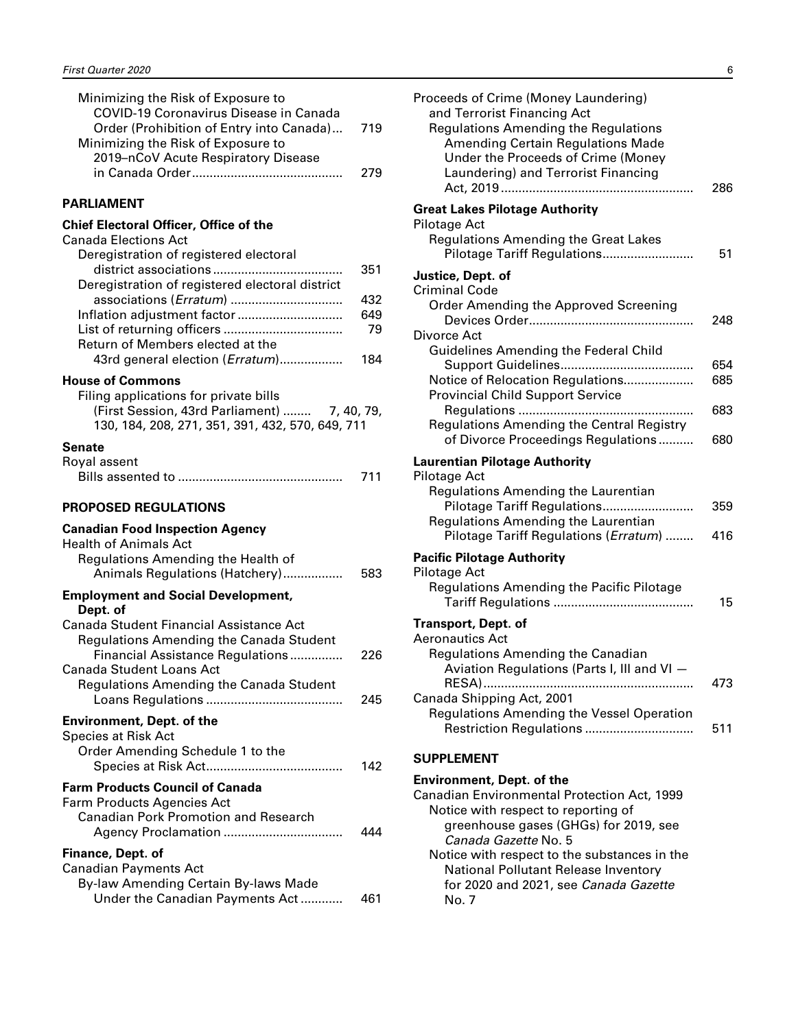Minimizing the Risk of Exposure to COVID-19 Coronavirus Disease in Canada Order (Prohibition of Entry into Canada)... 719
Minimizing the Risk of Exposure to 2019–nCoV Acute Respiratory Disease in Canada Order... 279

## PARLIAMENT

**Chief Electoral Officer, Office of the**

Canada Elections Act
- Deregistration of registered electoral district associations... 351
- Deregistration of registered electoral district associations (*Erratum*)... 432
- Inflation adjustment factor... 649
- List of returning officers... 79
- Return of Members elected at the 43rd general election (*Erratum*)... 184

**House of Commons**

Filing applications for private bills (First Session, 43rd Parliament)... 7, 40, 79, 130, 184, 208, 271, 351, 391, 432, 570, 649, 711

**Senate**

Royal assent
- Bills assented to... 711

## PROPOSED REGULATIONS

**Canadian Food Inspection Agency**

Health of Animals Act
- Regulations Amending the Health of Animals Regulations (Hatchery)... 583

**Employment and Social Development, Dept. of**

Canada Student Financial Assistance Act
- Regulations Amending the Canada Student Financial Assistance Regulations... 226

Canada Student Loans Act
- Regulations Amending the Canada Student Loans Regulations... 245

**Environment, Dept. of the**

Species at Risk Act
- Order Amending Schedule 1 to the Species at Risk Act... 142

**Farm Products Council of Canada**

Farm Products Agencies Act
- Canadian Pork Promotion and Research Agency Proclamation... 444

**Finance, Dept. of**

Canadian Payments Act
- By-law Amending Certain By-laws Made Under the Canadian Payments Act... 461

Proceeds of Crime (Money Laundering) and Terrorist Financing Act
- Regulations Amending the Regulations Amending Certain Regulations Made Under the Proceeds of Crime (Money Laundering) and Terrorist Financing Act, 2019... 286

**Great Lakes Pilotage Authority**

Pilotage Act
- Regulations Amending the Great Lakes Pilotage Tariff Regulations... 51

**Justice, Dept. of**

Criminal Code
- Order Amending the Approved Screening Devices Order... 248

Divorce Act
- Guidelines Amending the Federal Child Support Guidelines... 654
- Notice of Relocation Regulations... 685
- Provincial Child Support Service Regulations... 683
- Regulations Amending the Central Registry of Divorce Proceedings Regulations... 680

**Laurentian Pilotage Authority**

Pilotage Act
- Regulations Amending the Laurentian Pilotage Tariff Regulations... 359
- Regulations Amending the Laurentian Pilotage Tariff Regulations (*Erratum*)... 416

**Pacific Pilotage Authority**

Pilotage Act
- Regulations Amending the Pacific Pilotage Tariff Regulations... 15

**Transport, Dept. of**

Aeronautics Act
- Regulations Amending the Canadian Aviation Regulations (Parts I, III and VI — RESA)... 473

Canada Shipping Act, 2001
- Regulations Amending the Vessel Operation Restriction Regulations... 511

## SUPPLEMENT

**Environment, Dept. of the**

Canadian Environmental Protection Act, 1999
- Notice with respect to reporting of greenhouse gases (GHGs) for 2019, see *Canada Gazette* No. 5
- Notice with respect to the substances in the National Pollutant Release Inventory for 2020 and 2021, see *Canada Gazette* No. 7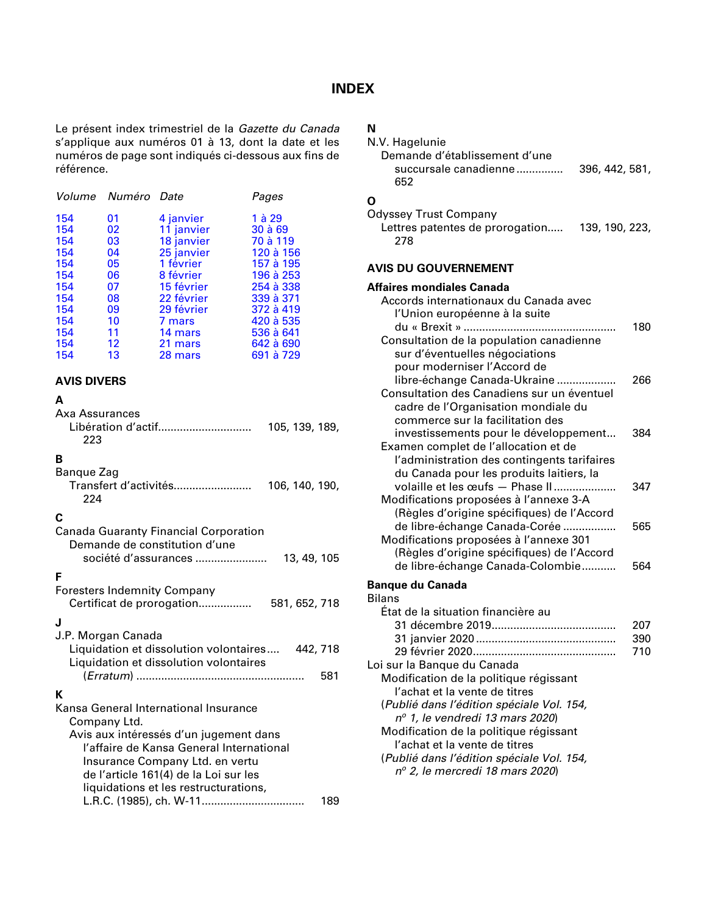# INDEX

Le présent index trimestriel de la *Gazette du Canada* s'applique aux numéros 01 à 13, dont la date et les numéros de page sont indiqués ci-dessous aux fins de référence.

| *Volume* | *Numéro* | *Date* | *Pages* |
|---|---|---|---|
| 154 | 01 | 4 janvier | 1 à 29 |
| 154 | 02 | 11 janvier | 30 à 69 |
| 154 | 03 | 18 janvier | 70 à 119 |
| 154 | 04 | 25 janvier | 120 à 156 |
| 154 | 05 | 1 février | 157 à 195 |
| 154 | 06 | 8 février | 196 à 253 |
| 154 | 07 | 15 février | 254 à 338 |
| 154 | 08 | 22 février | 339 à 371 |
| 154 | 09 | 29 février | 372 à 419 |
| 154 | 10 | 7 mars | 420 à 535 |
| 154 | 11 | 14 mars | 536 à 641 |
| 154 | 12 | 21 mars | 642 à 690 |
| 154 | 13 | 28 mars | 691 à 729 |

## AVIS DIVERS

**A**

Axa Assurances
- Libération d'actif............................. 105, 139, 189, 223

**B**

Banque Zag
- Transfert d'activités......................... 106, 140, 190, 224

**C**

Canada Guaranty Financial Corporation
- Demande de constitution d'une société d'assurances ...................... 13, 49, 105

**F**

Foresters Indemnity Company
- Certificat de prorogation................. 581, 652, 718

**J**

J.P. Morgan Canada
- Liquidation et dissolution volontaires.... 442, 718
- Liquidation et dissolution volontaires (*Erratum*) ..................................................... 581

**K**

Kansa General International Insurance Company Ltd.
- Avis aux intéressés d'un jugement dans l'affaire de Kansa General International Insurance Company Ltd. en vertu de l'article 161(4) de la Loi sur les liquidations et les restructurations, L.R.C. (1985), ch. W-11................................ 189

**N**

N.V. Hagelunie
- Demande d'établissement d'une succursale canadienne.............. 396, 442, 581, 652

**O**

Odyssey Trust Company
- Lettres patentes de prorogation..... 139, 190, 223, 278

## AVIS DU GOUVERNEMENT

**Affaires mondiales Canada**
- Accords internationaux du Canada avec l'Union européenne à la suite du « Brexit » ................................................ 180
- Consultation de la population canadienne sur d'éventuelles négociations pour moderniser l'Accord de libre-échange Canada-Ukraine .................. 266
- Consultation des Canadiens sur un éventuel cadre de l'Organisation mondiale du commerce sur la facilitation des investissements pour le développement... 384
- Examen complet de l'allocation et de l'administration des contingents tarifaires du Canada pour les produits laitiers, la volaille et les œufs — Phase II................... 347
- Modifications proposées à l'annexe 3-A (Règles d'origine spécifiques) de l'Accord de libre-échange Canada-Corée ................ 565
- Modifications proposées à l'annexe 301 (Règles d'origine spécifiques) de l'Accord de libre-échange Canada-Colombie........... 564

**Banque du Canada**

Bilans
- État de la situation financière au
  - 31 décembre 2019....................................... 207
  - 31 janvier 2020 ............................................ 390
  - 29 février 2020............................................. 710

Loi sur la Banque du Canada
- Modification de la politique régissant l'achat et la vente de titres
  (*Publié dans l'édition spéciale Vol. 154, n° 1, le vendredi 13 mars 2020*)
- Modification de la politique régissant l'achat et la vente de titres
  (*Publié dans l'édition spéciale Vol. 154, n° 2, le mercredi 18 mars 2020*)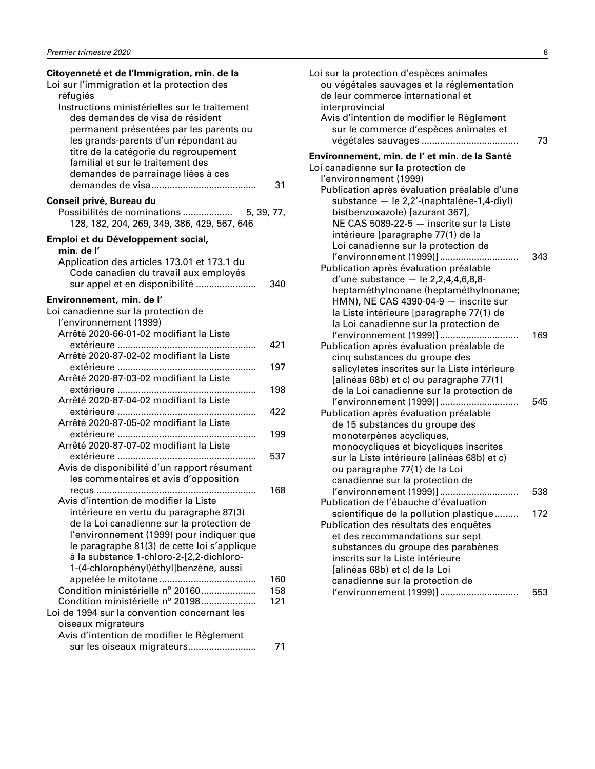**Citoyenneté et de l'Immigration, min. de la**

Loi sur l'immigration et la protection des réfugiés

Instructions ministérielles sur le traitement des demandes de visa de résident permanent présentées par les parents ou les grands-parents d'un répondant au titre de la catégorie du regroupement familial et sur le traitement des demandes de parrainage liées à ces demandes de visa ........................................ 31

**Conseil privé, Bureau du**

Possibilités de nominations ................... 5, 39, 77, 128, 182, 204, 269, 349, 386, 429, 567, 646

**Emploi et du Développement social, min. de l'**

Application des articles 173.01 et 173.1 du Code canadien du travail aux employés sur appel et en disponibilité ....................... 340

**Environnement, min. de l'**

Loi canadienne sur la protection de l'environnement (1999)

Arrêté 2020-66-01-02 modifiant la Liste extérieure .................................................... 421

Arrêté 2020-87-02-02 modifiant la Liste extérieure .................................................... 197

Arrêté 2020-87-03-02 modifiant la Liste extérieure .................................................... 198

Arrêté 2020-87-04-02 modifiant la Liste extérieure .................................................... 422

Arrêté 2020-87-05-02 modifiant la Liste extérieure .................................................... 199

Arrêté 2020-87-07-02 modifiant la Liste extérieure .................................................... 537

Avis de disponibilité d'un rapport résumant les commentaires et avis d'opposition reçus ............................................................ 168

Avis d'intention de modifier la Liste intérieure en vertu du paragraphe 87(3) de la Loi canadienne sur la protection de l'environnement (1999) pour indiquer que le paragraphe 81(3) de cette loi s'applique à la substance 1-chloro-2-[2,2-dichloro-1-(4-chlorophényl)éthyl]benzène, aussi appelée le mitotane .................................... 160

Condition ministérielle n$^{o}$ 20160.................... 158

Condition ministérielle n$^{o}$ 20198.................... 121

Loi de 1994 sur la convention concernant les oiseaux migrateurs

Avis d'intention de modifier le Règlement sur les oiseaux migrateurs......................... 71

Loi sur la protection d'espèces animales ou végétales sauvages et la réglementation de leur commerce international et interprovincial

Avis d'intention de modifier le Règlement sur le commerce d'espèces animales et végétales sauvages .................................... 73

**Environnement, min. de l' et min. de la Santé**

Loi canadienne sur la protection de l'environnement (1999)

Publication après évaluation préalable d'une substance — le 2,2'-(naphtalène-1,4-diyl) bis(benzoxazole) [azurant 367], NE CAS 5089-22-5 — inscrite sur la Liste intérieure [paragraphe 77(1) de la Loi canadienne sur la protection de l'environnement (1999)] ............................. 343

Publication après évaluation préalable d'une substance — le 2,2,4,4,6,8,8-heptaméthylnonane (heptaméthylnonane; HMN), NE CAS 4390-04-9 — inscrite sur la Liste intérieure [paragraphe 77(1) de la Loi canadienne sur la protection de l'environnement (1999)] ............................. 169

Publication après évaluation préalable de cinq substances du groupe des salicylates inscrites sur la Liste intérieure [alinéas 68b) et c) ou paragraphe 77(1) de la Loi canadienne sur la protection de l'environnement (1999)] ............................. 545

Publication après évaluation préalable de 15 substances du groupe des monoterpènes acycliques, monocycliques et bicycliques inscrites sur la Liste intérieure [alinéas 68b) et c) ou paragraphe 77(1) de la Loi canadienne sur la protection de l'environnement (1999)] ............................. 538

Publication de l'ébauche d'évaluation scientifique de la pollution plastique ......... 172

Publication des résultats des enquêtes et des recommandations sur sept substances du groupe des parabènes inscrits sur la Liste intérieure [alinéas 68b) et c) de la Loi canadienne sur la protection de l'environnement (1999)] ............................. 553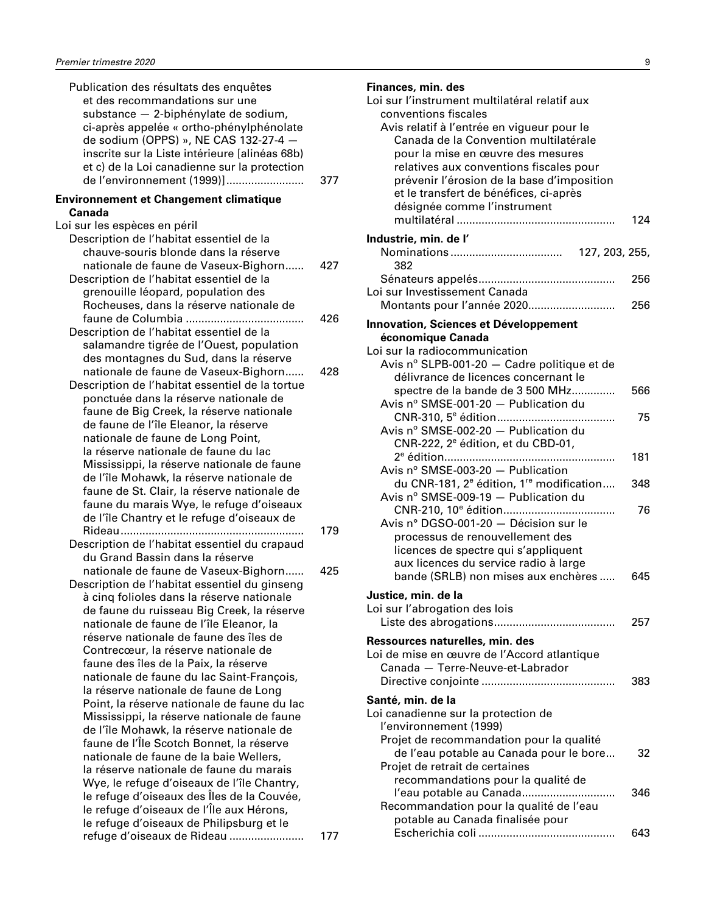Publication des résultats des enquêtes et des recommandations sur une substance — 2-biphénylate de sodium, ci-après appelée « ortho-phénylphénolate de sodium (OPPS) », NE CAS 132-27-4 — inscrite sur la Liste intérieure [alinéas 68b) et c) de la Loi canadienne sur la protection de l'environnement (1999)] ........................ 377

**Environnement et Changement climatique Canada**

Loi sur les espèces en péril

Description de l'habitat essentiel de la chauve-souris blonde dans la réserve nationale de faune de Vaseux-Bighorn...... 427

Description de l'habitat essentiel de la grenouille léopard, population des Rocheuses, dans la réserve nationale de faune de Columbia ...................................... 426

Description de l'habitat essentiel de la salamandre tigrée de l'Ouest, population des montagnes du Sud, dans la réserve nationale de faune de Vaseux-Bighorn...... 428

Description de l'habitat essentiel de la tortue ponctuée dans la réserve nationale de faune de Big Creek, la réserve nationale de faune de l'île Eleanor, la réserve nationale de faune de Long Point, la réserve nationale de faune du lac Mississippi, la réserve nationale de faune de l'île Mohawk, la réserve nationale de faune de St. Clair, la réserve nationale de faune du marais Wye, le refuge d'oiseaux de l'île Chantry et le refuge d'oiseaux de Rideau .......................................................... 179

Description de l'habitat essentiel du crapaud du Grand Bassin dans la réserve nationale de faune de Vaseux-Bighorn...... 425

Description de l'habitat essentiel du ginseng à cinq folioles dans la réserve nationale de faune du ruisseau Big Creek, la réserve nationale de faune de l'île Eleanor, la réserve nationale de faune des îles de Contrecœur, la réserve nationale de faune des îles de la Paix, la réserve nationale de faune du lac Saint-François, la réserve nationale de faune de Long Point, la réserve nationale de faune du lac Mississippi, la réserve nationale de faune de l'île Mohawk, la réserve nationale de faune de l'Île Scotch Bonnet, la réserve nationale de faune de la baie Wellers, la réserve nationale de faune du marais Wye, le refuge d'oiseaux de l'île Chantry, le refuge d'oiseaux des Îles de la Couvée, le refuge d'oiseaux de l'Île aux Hérons, le refuge d'oiseaux de Philipsburg et le refuge d'oiseaux de Rideau ....................... 177

**Finances, min. des**

Loi sur l'instrument multilatéral relatif aux conventions fiscales

Avis relatif à l'entrée en vigueur pour le Canada de la Convention multilatérale pour la mise en œuvre des mesures relatives aux conventions fiscales pour prévenir l'érosion de la base d'imposition et le transfert de bénéfices, ci-après désignée comme l'instrument multilatéral .................................................. 124

**Industrie, min. de l'**

Nominations ................................... 127, 203, 255, 382

Sénateurs appelés........................................... 256

Loi sur Investissement Canada

Montants pour l'année 2020........................... 256

**Innovation, Sciences et Développement économique Canada**

Loi sur la radiocommunication

Avis n° SLPB-001-20 — Cadre politique et de délivrance de licences concernant le spectre de la bande de 3 500 MHz.............. 566

Avis n° SMSE-001-20 — Publication du CNR-310, 5e édition...................................... 75

Avis n° SMSE-002-20 — Publication du CNR-222, 2e édition, et du CBD-01, 2e édition....................................................... 181

Avis n° SMSE-003-20 — Publication du CNR-181, 2e édition, 1re modification.... 348

Avis n° SMSE-009-19 — Publication du CNR-210, 10e édition.................................... 76

Avis n° DGSO-001-20 — Décision sur le processus de renouvellement des licences de spectre qui s'appliquent aux licences du service radio à large bande (SRLB) non mises aux enchères ..... 645

**Justice, min. de la**

Loi sur l'abrogation des lois

Liste des abrogations...................................... 257

**Ressources naturelles, min. des**

Loi de mise en œuvre de l'Accord atlantique Canada — Terre-Neuve-et-Labrador

Directive conjointe .......................................... 383

**Santé, min. de la**

Loi canadienne sur la protection de l'environnement (1999)

Projet de recommandation pour la qualité de l'eau potable au Canada pour le bore... 32

Projet de retrait de certaines recommandations pour la qualité de l'eau potable au Canada............................. 346

Recommandation pour la qualité de l'eau potable au Canada finalisée pour Escherichia coli ........................................... 643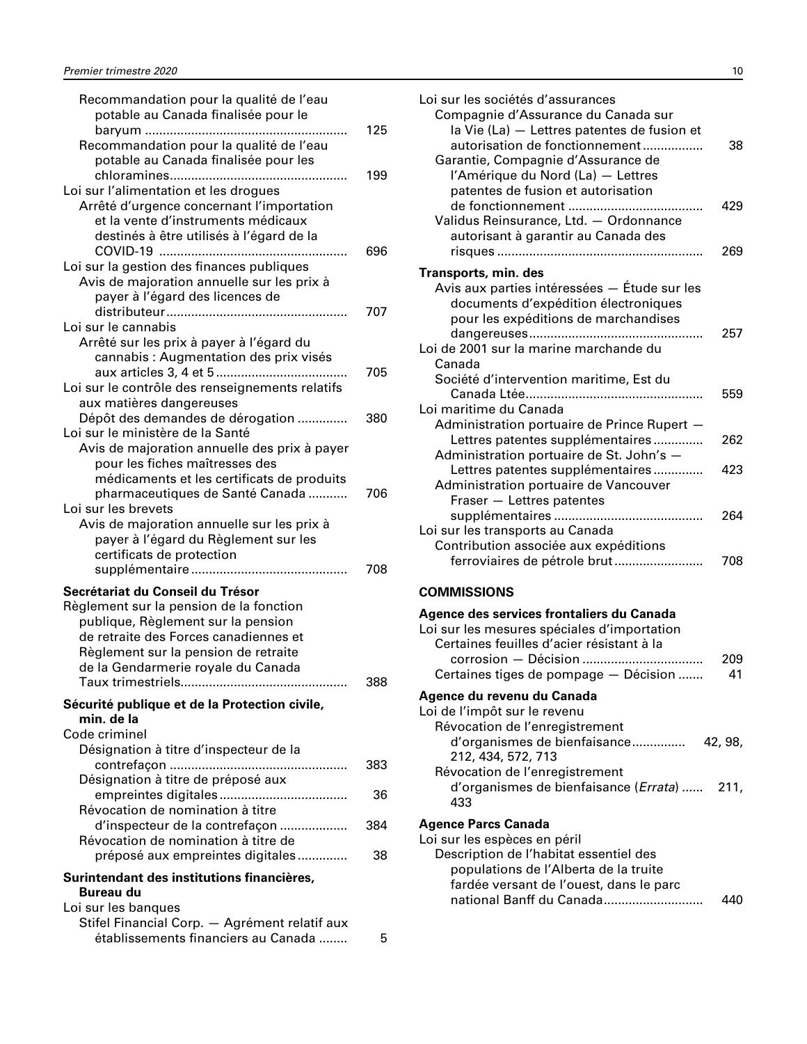Recommandation pour la qualité de l'eau potable au Canada finalisée pour le baryum ........................................................ 125

Recommandation pour la qualité de l'eau potable au Canada finalisée pour les chloramines................................................. 199

Loi sur l'alimentation et les drogues

Arrêté d'urgence concernant l'importation et la vente d'instruments médicaux destinés à être utilisés à l'égard de la COVID-19 .................................................... 696

Loi sur la gestion des finances publiques

Avis de majoration annuelle sur les prix à payer à l'égard des licences de distributeur.................................................. 707

Loi sur le cannabis

Arrêté sur les prix à payer à l'égard du cannabis : Augmentation des prix visés aux articles 3, 4 et 5.................................... 705

Loi sur le contrôle des renseignements relatifs aux matières dangereuses

Dépôt des demandes de dérogation ............. 380

Loi sur le ministère de la Santé

Avis de majoration annuelle des prix à payer pour les fiches maîtresses des médicaments et les certificats de produits pharmaceutiques de Santé Canada ........... 706

Loi sur les brevets

Avis de majoration annuelle sur les prix à payer à l'égard du Règlement sur les certificats de protection supplémentaire........................................... 708

**Secrétariat du Conseil du Trésor**

Règlement sur la pension de la fonction publique, Règlement sur la pension de retraite des Forces canadiennes et Règlement sur la pension de retraite de la Gendarmerie royale du Canada

Taux trimestriels.............................................. 388

**Sécurité publique et de la Protection civile, min. de la**

Code criminel

Désignation à titre d'inspecteur de la contrefaçon ................................................. 383

Désignation à titre de préposé aux empreintes digitales................................... 36

Révocation de nomination à titre d'inspecteur de la contrefaçon .................. 384

Révocation de nomination à titre de préposé aux empreintes digitales............. 38

**Surintendant des institutions financières, Bureau du**

Loi sur les banques

Stifel Financial Corp. — Agrément relatif aux établissements financiers au Canada ........ 5

Loi sur les sociétés d'assurances

Compagnie d'Assurance du Canada sur la Vie (La) — Lettres patentes de fusion et autorisation de fonctionnement................ 38

Garantie, Compagnie d'Assurance de l'Amérique du Nord (La) — Lettres patentes de fusion et autorisation de fonctionnement ..................................... 429

Validus Reinsurance, Ltd. — Ordonnance autorisant à garantir au Canada des risques ......................................................... 269

**Transports, min. des**

Avis aux parties intéressées — Étude sur les documents d'expédition électroniques pour les expéditions de marchandises dangereuses................................................ 257

Loi de 2001 sur la marine marchande du Canada

Société d'intervention maritime, Est du Canada Ltée................................................. 559

Loi maritime du Canada

Administration portuaire de Prince Rupert — Lettres patentes supplémentaires............. 262

Administration portuaire de St. John's — Lettres patentes supplémentaires............. 423

Administration portuaire de Vancouver Fraser — Lettres patentes supplémentaires ......................................... 264

Loi sur les transports au Canada

Contribution associée aux expéditions ferroviaires de pétrole brut........................ 708

## COMMISSIONS

**Agence des services frontaliers du Canada**

Loi sur les mesures spéciales d'importation

Certaines feuilles d'acier résistant à la corrosion — Décision ................................. 209

Certaines tiges de pompage — Décision ....... 41

**Agence du revenu du Canada**

Loi de l'impôt sur le revenu

Révocation de l'enregistrement d'organismes de bienfaisance.............. 42, 98, 212, 434, 572, 713

Révocation de l'enregistrement d'organismes de bienfaisance (*Errata*) ...... 211, 433

**Agence Parcs Canada**

Loi sur les espèces en péril

Description de l'habitat essentiel des populations de l'Alberta de la truite fardée versant de l'ouest, dans le parc national Banff du Canada........................... 440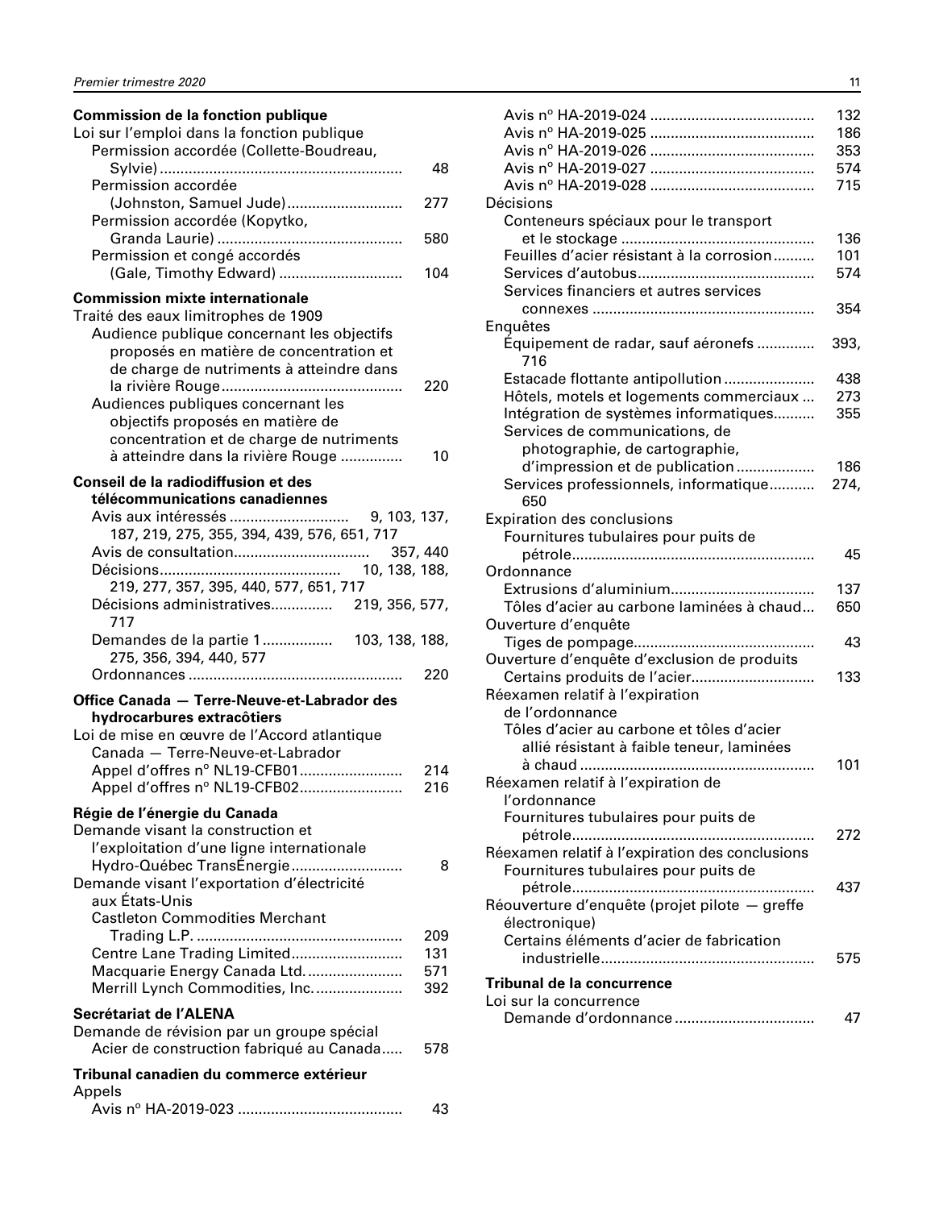**Commission de la fonction publique**

Loi sur l'emploi dans la fonction publique

- Permission accordée (Collette-Boudreau, Sylvie) ... 48
- Permission accordée (Johnston, Samuel Jude) ... 277
- Permission accordée (Kopytko, Granda Laurie) ... 580
- Permission et congé accordés (Gale, Timothy Edward) ... 104

**Commission mixte internationale**

Traité des eaux limitrophes de 1909

- Audience publique concernant les objectifs proposés en matière de concentration et de charge de nutriments à atteindre dans la rivière Rouge ... 220
- Audiences publiques concernant les objectifs proposés en matière de concentration et de charge de nutriments à atteindre dans la rivière Rouge ... 10

**Conseil de la radiodiffusion et des télécommunications canadiennes**

- Avis aux intéressés ... 9, 103, 137, 187, 219, 275, 355, 394, 439, 576, 651, 717
- Avis de consultation ... 357, 440
- Décisions ... 10, 138, 188, 219, 277, 357, 395, 440, 577, 651, 717
- Décisions administratives ... 219, 356, 577, 717
- Demandes de la partie 1 ... 103, 138, 188, 275, 356, 394, 440, 577
- Ordonnances ... 220

**Office Canada — Terre-Neuve-et-Labrador des hydrocarbures extracôtiers**

Loi de mise en œuvre de l'Accord atlantique Canada — Terre-Neuve-et-Labrador

- Appel d'offres n° NL19-CFB01 ... 214
- Appel d'offres n° NL19-CFB02 ... 216

**Régie de l'énergie du Canada**

Demande visant la construction et l'exploitation d'une ligne internationale

- Hydro-Québec TransÉnergie ... 8

Demande visant l'exportation d'électricité aux États-Unis

- Castleton Commodities Merchant Trading L.P. ... 209
- Centre Lane Trading Limited ... 131
- Macquarie Energy Canada Ltd. ... 571
- Merrill Lynch Commodities, Inc. ... 392

**Secrétariat de l'ALENA**

Demande de révision par un groupe spécial

- Acier de construction fabriqué au Canada ... 578

**Tribunal canadien du commerce extérieur**

Appels

- Avis n° HA-2019-023 ... 43
- Avis n° HA-2019-024 ... 132
- Avis n° HA-2019-025 ... 186
- Avis n° HA-2019-026 ... 353
- Avis n° HA-2019-027 ... 574
- Avis n° HA-2019-028 ... 715

Décisions

- Conteneurs spéciaux pour le transport et le stockage ... 136
- Feuilles d'acier résistant à la corrosion ... 101
- Services d'autobus ... 574
- Services financiers et autres services connexes ... 354

Enquêtes

- Équipement de radar, sauf aéronefs ... 393, 716
- Estacade flottante antipollution ... 438
- Hôtels, motels et logements commerciaux ... 273
- Intégration de systèmes informatiques ... 355
- Services de communications, de photographie, de cartographie, d'impression et de publication ... 186
- Services professionnels, informatique ... 274, 650

Expiration des conclusions

- Fournitures tubulaires pour puits de pétrole ... 45

Ordonnance

- Extrusions d'aluminium ... 137
- Tôles d'acier au carbone laminées à chaud ... 650

Ouverture d'enquête

- Tiges de pompage ... 43

Ouverture d'enquête d'exclusion de produits

- Certains produits de l'acier ... 133

Réexamen relatif à l'expiration de l'ordonnance

- Tôles d'acier au carbone et tôles d'acier allié résistant à faible teneur, laminées à chaud ... 101

Réexamen relatif à l'expiration de l'ordonnance

- Fournitures tubulaires pour puits de pétrole ... 272

Réexamen relatif à l'expiration des conclusions

- Fournitures tubulaires pour puits de pétrole ... 437

Réouverture d'enquête (projet pilote — greffe électronique)

- Certains éléments d'acier de fabrication industrielle ... 575

**Tribunal de la concurrence**

Loi sur la concurrence

- Demande d'ordonnance ... 47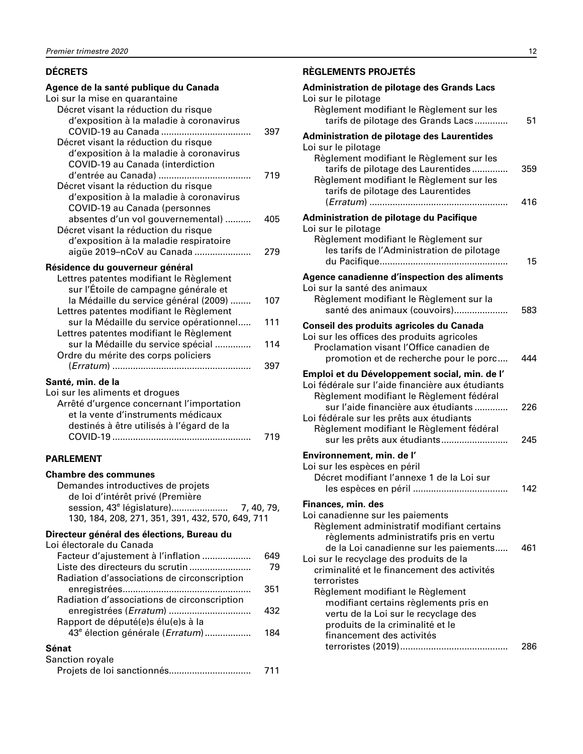## DÉCRETS

### Agence de la santé publique du Canada

Loi sur la mise en quarantaine

- Décret visant la réduction du risque d'exposition à la maladie à coronavirus COVID-19 au Canada ... 397
- Décret visant la réduction du risque d'exposition à la maladie à coronavirus COVID-19 au Canada (interdiction d'entrée au Canada) ... 719
- Décret visant la réduction du risque d'exposition à la maladie à coronavirus COVID-19 au Canada (personnes absentes d'un vol gouvernemental) ... 405
- Décret visant la réduction du risque d'exposition à la maladie respiratoire aigüe 2019–nCoV au Canada ... 279

### Résidence du gouverneur général

- Lettres patentes modifiant le Règlement sur l'Étoile de campagne générale et la Médaille du service général (2009) ... 107
- Lettres patentes modifiant le Règlement sur la Médaille du service opérationnel ... 111
- Lettres patentes modifiant le Règlement sur la Médaille du service spécial ... 114
- Ordre du mérite des corps policiers (*Erratum*) ... 397

### Santé, min. de la

Loi sur les aliments et drogues

- Arrêté d'urgence concernant l'importation et la vente d'instruments médicaux destinés à être utilisés à l'égard de la COVID-19 ... 719

## PARLEMENT

### Chambre des communes

- Demandes introductives de projets de loi d'intérêt privé (Première session, 43e législature) ... 7, 40, 79, 130, 184, 208, 271, 351, 391, 432, 570, 649, 711

### Directeur général des élections, Bureau du

Loi électorale du Canada

- Facteur d'ajustement à l'inflation ... 649
- Liste des directeurs du scrutin ... 79
- Radiation d'associations de circonscription enregistrées ... 351
- Radiation d'associations de circonscription enregistrées (*Erratum*) ... 432
- Rapport de député(e)s élu(e)s à la 43e élection générale (*Erratum*) ... 184

### Sénat

Sanction royale

- Projets de loi sanctionnés ... 711

## RÈGLEMENTS PROJETÉS

### Administration de pilotage des Grands Lacs

Loi sur le pilotage

- Règlement modifiant le Règlement sur les tarifs de pilotage des Grands Lacs ... 51

### Administration de pilotage des Laurentides

Loi sur le pilotage

- Règlement modifiant le Règlement sur les tarifs de pilotage des Laurentides ... 359
- Règlement modifiant le Règlement sur les tarifs de pilotage des Laurentides (*Erratum*) ... 416

### Administration de pilotage du Pacifique

Loi sur le pilotage

- Règlement modifiant le Règlement sur les tarifs de l'Administration de pilotage du Pacifique ... 15

### Agence canadienne d'inspection des aliments

Loi sur la santé des animaux

- Règlement modifiant le Règlement sur la santé des animaux (couvoirs) ... 583

### Conseil des produits agricoles du Canada

Loi sur les offices des produits agricoles

- Proclamation visant l'Office canadien de promotion et de recherche pour le porc ... 444

### Emploi et du Développement social, min. de l'

Loi fédérale sur l'aide financière aux étudiants

- Règlement modifiant le Règlement fédéral sur l'aide financière aux étudiants ... 226

Loi fédérale sur les prêts aux étudiants

- Règlement modifiant le Règlement fédéral sur les prêts aux étudiants ... 245

### Environnement, min. de l'

Loi sur les espèces en péril

- Décret modifiant l'annexe 1 de la Loi sur les espèces en péril ... 142

### Finances, min. des

Loi canadienne sur les paiements

- Règlement administratif modifiant certains règlements administratifs pris en vertu de la Loi canadienne sur les paiements ... 461

Loi sur le recyclage des produits de la criminalité et le financement des activités terroristes

- Règlement modifiant le Règlement modifiant certains règlements pris en vertu de la Loi sur le recyclage des produits de la criminalité et le financement des activités terroristes (2019) ... 286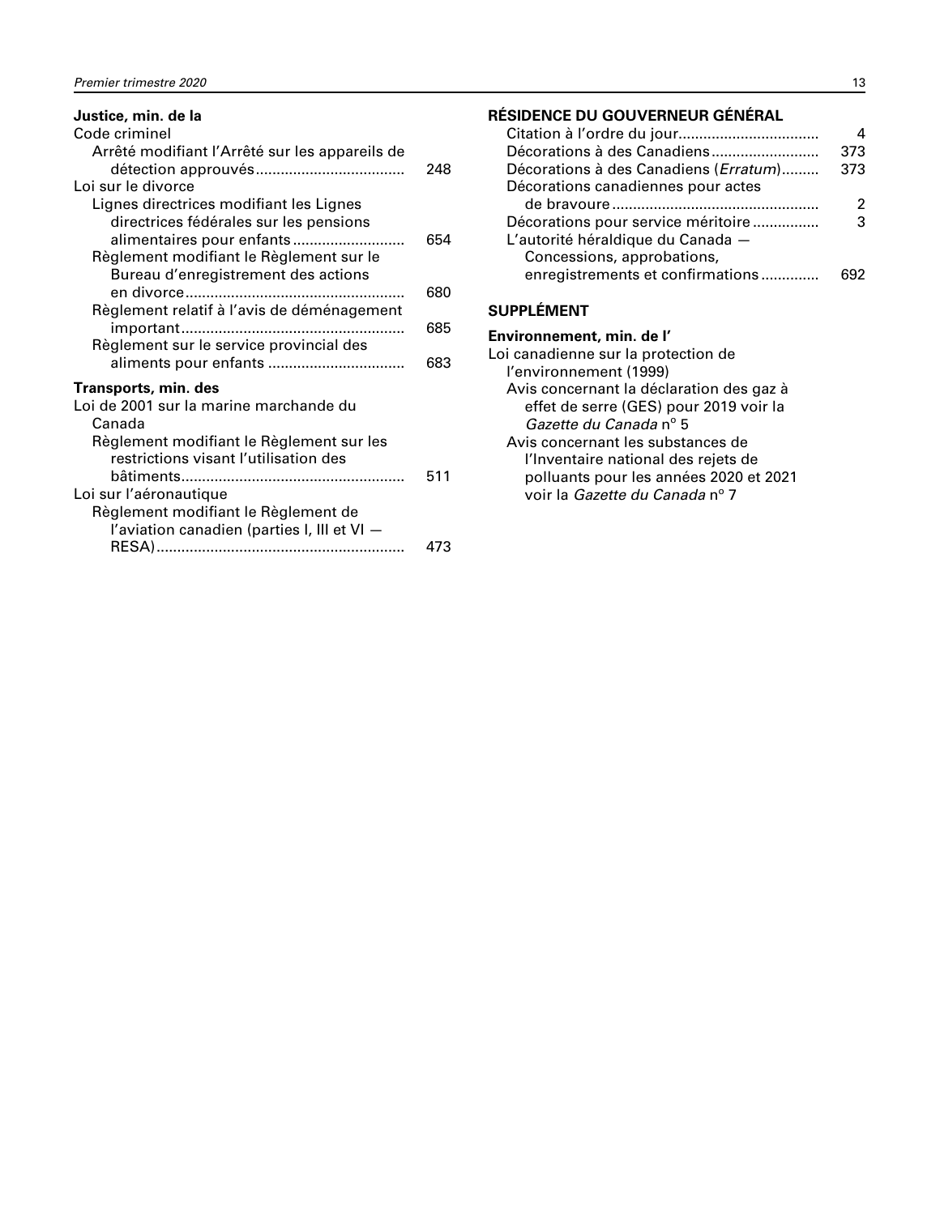**Justice, min. de la**

Code criminel

Arrêté modifiant l'Arrêté sur les appareils de détection approuvés .................................... 248

Loi sur le divorce

Lignes directrices modifiant les Lignes directrices fédérales sur les pensions alimentaires pour enfants .......................... 654

Règlement modifiant le Règlement sur le Bureau d'enregistrement des actions en divorce .................................................... 680

Règlement relatif à l'avis de déménagement important ..................................................... 685

Règlement sur le service provincial des aliments pour enfants ................................ 683

**Transports, min. des**

Loi de 2001 sur la marine marchande du Canada

Règlement modifiant le Règlement sur les restrictions visant l'utilisation des bâtiments..................................................... 511

Loi sur l'aéronautique

Règlement modifiant le Règlement de l'aviation canadien (parties I, III et VI — RESA)........................................................... 473

## RÉSIDENCE DU GOUVERNEUR GÉNÉRAL

Citation à l'ordre du jour................................. 4

Décorations à des Canadiens.......................... 373

Décorations à des Canadiens (*Erratum*)......... 373

Décorations canadiennes pour actes de bravoure ................................................. 2

Décorations pour service méritoire ................ 3

L'autorité héraldique du Canada — Concessions, approbations, enregistrements et confirmations ............. 692

## SUPPLÉMENT

**Environnement, min. de l'**

Loi canadienne sur la protection de l'environnement (1999)

Avis concernant la déclaration des gaz à effet de serre (GES) pour 2019 voir la *Gazette du Canada* n° 5

Avis concernant les substances de l'Inventaire national des rejets de polluants pour les années 2020 et 2021 voir la *Gazette du Canada* n° 7